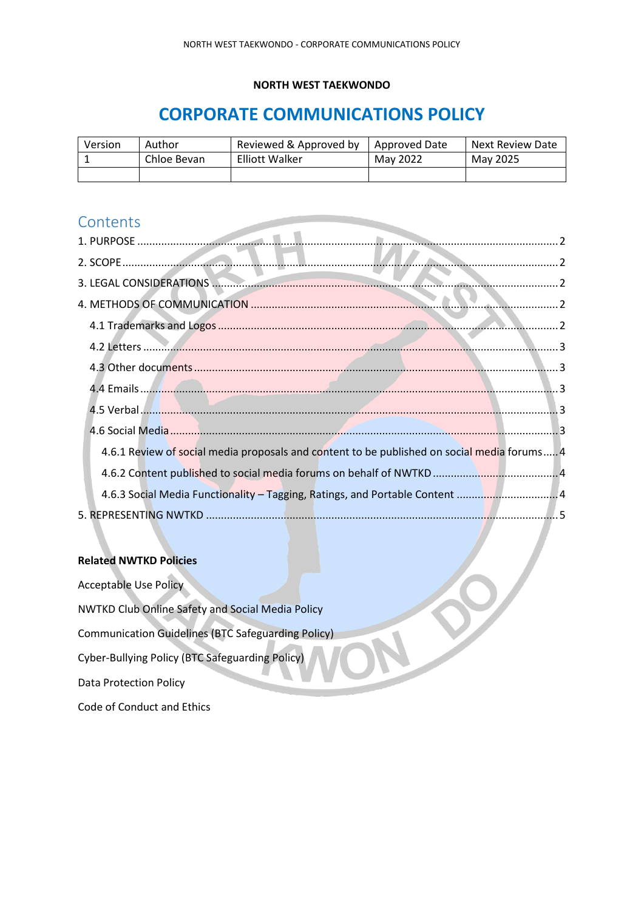**NORTH WEST TAEKWONDO**

# CORPORATE COMMUNICATIONS POLICY

| Version | Author | Reviewed & Approved by | Approved Date | Next Review Date |
|---|---|---|---|---|
| 1 | Chloe Bevan | Elliott Walker | May 2022 | May 2025 |
| | | | | |

## Contents

1. PURPOSE ..... 2
2. SCOPE ..... 2
3. LEGAL CONSIDERATIONS ..... 2
4. METHODS OF COMMUNICATION ..... 2
   - 4.1 Trademarks and Logos ..... 2
   - 4.2 Letters ..... 3
   - 4.3 Other documents ..... 3
   - 4.4 Emails ..... 3
   - 4.5 Verbal ..... 3
   - 4.6 Social Media ..... 3
     - 4.6.1 Review of social media proposals and content to be published on social media forums ..... 4
     - 4.6.2 Content published to social media forums on behalf of NWTKD ..... 4
     - 4.6.3 Social Media Functionality – Tagging, Ratings, and Portable Content ..... 4
5. REPRESENTING NWTKD ..... 5

**Related NWTKD Policies**

Acceptable Use Policy

NWTKD Club Online Safety and Social Media Policy

Communication Guidelines (BTC Safeguarding Policy)

Cyber-Bullying Policy (BTC Safeguarding Policy)

Data Protection Policy

Code of Conduct and Ethics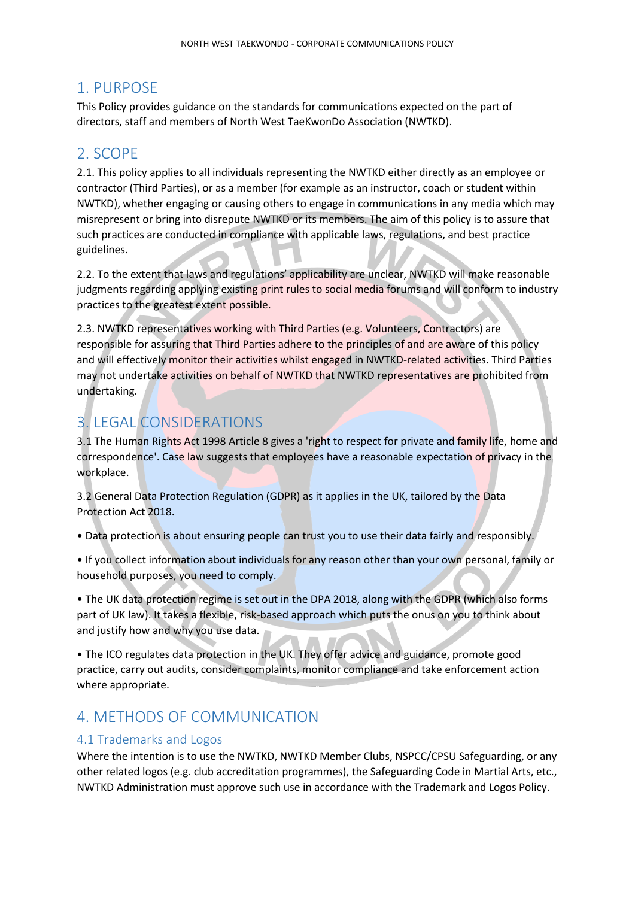## 1. PURPOSE

This Policy provides guidance on the standards for communications expected on the part of directors, staff and members of North West TaeKwonDo Association (NWTKD).

## 2. SCOPE

2.1. This policy applies to all individuals representing the NWTKD either directly as an employee or contractor (Third Parties), or as a member (for example as an instructor, coach or student within NWTKD), whether engaging or causing others to engage in communications in any media which may misrepresent or bring into disrepute NWTKD or its members. The aim of this policy is to assure that such practices are conducted in compliance with applicable laws, regulations, and best practice guidelines.

2.2. To the extent that laws and regulations' applicability are unclear, NWTKD will make reasonable judgments regarding applying existing print rules to social media forums and will conform to industry practices to the greatest extent possible.

2.3. NWTKD representatives working with Third Parties (e.g. Volunteers, Contractors) are responsible for assuring that Third Parties adhere to the principles of and are aware of this policy and will effectively monitor their activities whilst engaged in NWTKD-related activities. Third Parties may not undertake activities on behalf of NWTKD that NWTKD representatives are prohibited from undertaking.

## 3. LEGAL CONSIDERATIONS

3.1 The Human Rights Act 1998 Article 8 gives a 'right to respect for private and family life, home and correspondence'. Case law suggests that employees have a reasonable expectation of privacy in the workplace.

3.2 General Data Protection Regulation (GDPR) as it applies in the UK, tailored by the Data Protection Act 2018.

• Data protection is about ensuring people can trust you to use their data fairly and responsibly.

• If you collect information about individuals for any reason other than your own personal, family or household purposes, you need to comply.

• The UK data protection regime is set out in the DPA 2018, along with the GDPR (which also forms part of UK law). It takes a flexible, risk-based approach which puts the onus on you to think about and justify how and why you use data.

• The ICO regulates data protection in the UK. They offer advice and guidance, promote good practice, carry out audits, consider complaints, monitor compliance and take enforcement action where appropriate.

## 4. METHODS OF COMMUNICATION

### 4.1 Trademarks and Logos

Where the intention is to use the NWTKD, NWTKD Member Clubs, NSPCC/CPSU Safeguarding, or any other related logos (e.g. club accreditation programmes), the Safeguarding Code in Martial Arts, etc., NWTKD Administration must approve such use in accordance with the Trademark and Logos Policy.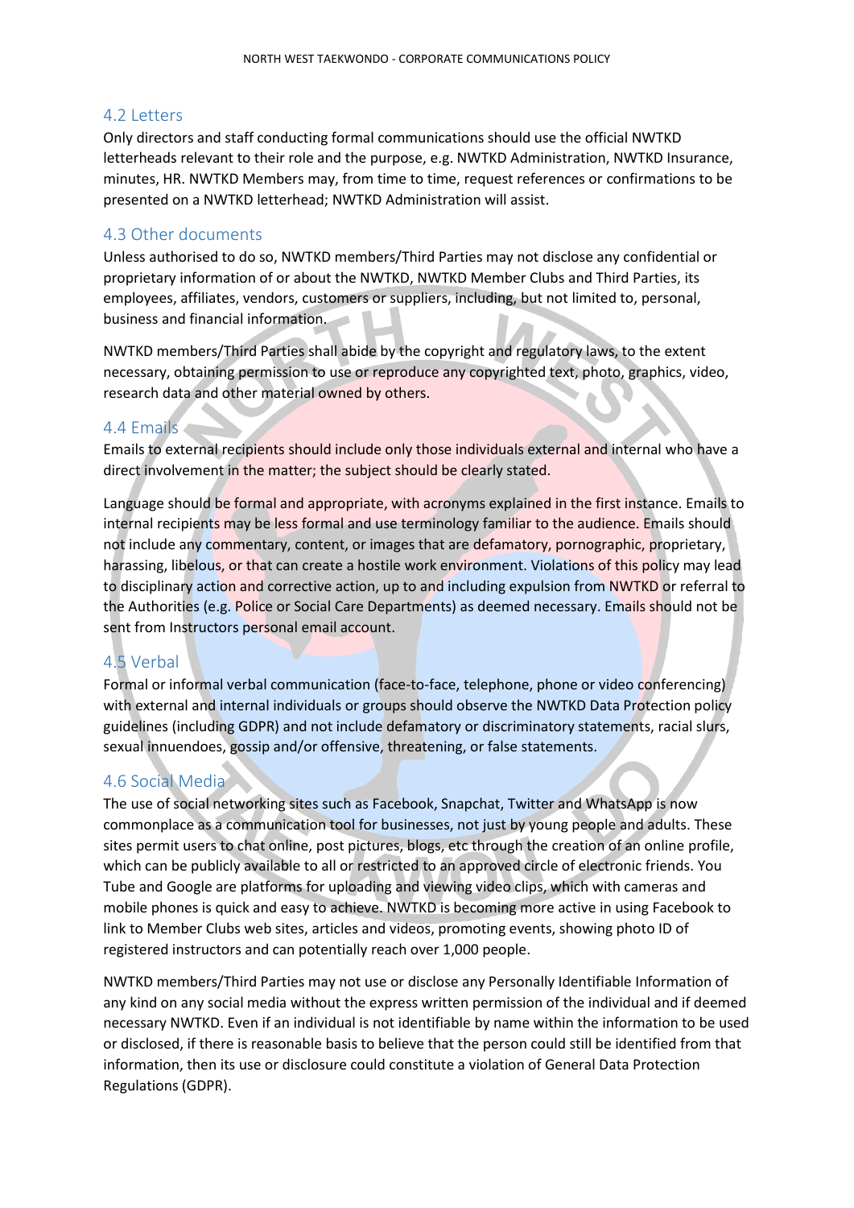### 4.2 Letters

Only directors and staff conducting formal communications should use the official NWTKD letterheads relevant to their role and the purpose, e.g. NWTKD Administration, NWTKD Insurance, minutes, HR. NWTKD Members may, from time to time, request references or confirmations to be presented on a NWTKD letterhead; NWTKD Administration will assist.

### 4.3 Other documents

Unless authorised to do so, NWTKD members/Third Parties may not disclose any confidential or proprietary information of or about the NWTKD, NWTKD Member Clubs and Third Parties, its employees, affiliates, vendors, customers or suppliers, including, but not limited to, personal, business and financial information.

NWTKD members/Third Parties shall abide by the copyright and regulatory laws, to the extent necessary, obtaining permission to use or reproduce any copyrighted text, photo, graphics, video, research data and other material owned by others.

### 4.4 Emails

Emails to external recipients should include only those individuals external and internal who have a direct involvement in the matter; the subject should be clearly stated.

Language should be formal and appropriate, with acronyms explained in the first instance. Emails to internal recipients may be less formal and use terminology familiar to the audience. Emails should not include any commentary, content, or images that are defamatory, pornographic, proprietary, harassing, libelous, or that can create a hostile work environment. Violations of this policy may lead to disciplinary action and corrective action, up to and including expulsion from NWTKD or referral to the Authorities (e.g. Police or Social Care Departments) as deemed necessary. Emails should not be sent from Instructors personal email account.

### 4.5 Verbal

Formal or informal verbal communication (face-to-face, telephone, phone or video conferencing) with external and internal individuals or groups should observe the NWTKD Data Protection policy guidelines (including GDPR) and not include defamatory or discriminatory statements, racial slurs, sexual innuendoes, gossip and/or offensive, threatening, or false statements.

### 4.6 Social Media

The use of social networking sites such as Facebook, Snapchat, Twitter and WhatsApp is now commonplace as a communication tool for businesses, not just by young people and adults. These sites permit users to chat online, post pictures, blogs, etc through the creation of an online profile, which can be publicly available to all or restricted to an approved circle of electronic friends. You Tube and Google are platforms for uploading and viewing video clips, which with cameras and mobile phones is quick and easy to achieve. NWTKD is becoming more active in using Facebook to link to Member Clubs web sites, articles and videos, promoting events, showing photo ID of registered instructors and can potentially reach over 1,000 people.

NWTKD members/Third Parties may not use or disclose any Personally Identifiable Information of any kind on any social media without the express written permission of the individual and if deemed necessary NWTKD. Even if an individual is not identifiable by name within the information to be used or disclosed, if there is reasonable basis to believe that the person could still be identified from that information, then its use or disclosure could constitute a violation of General Data Protection Regulations (GDPR).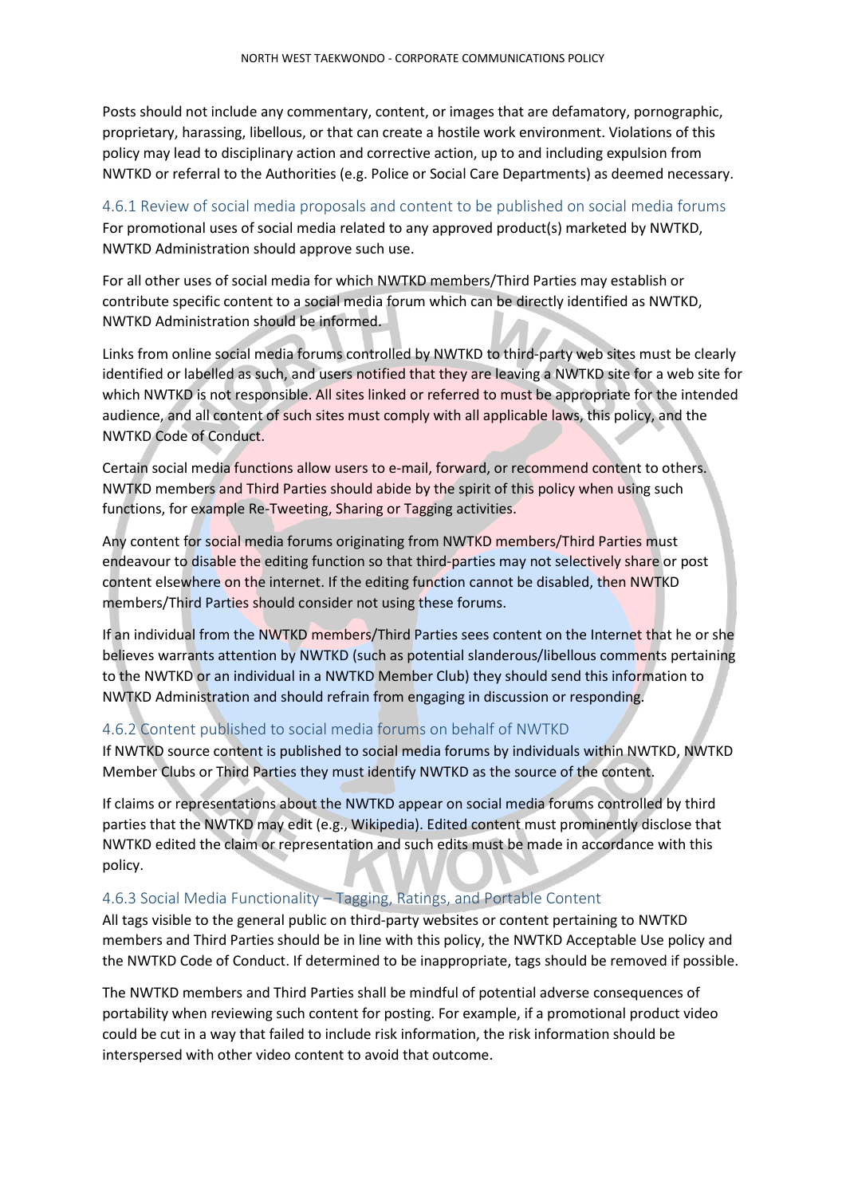Posts should not include any commentary, content, or images that are defamatory, pornographic, proprietary, harassing, libellous, or that can create a hostile work environment. Violations of this policy may lead to disciplinary action and corrective action, up to and including expulsion from NWTKD or referral to the Authorities (e.g. Police or Social Care Departments) as deemed necessary.

### 4.6.1 Review of social media proposals and content to be published on social media forums

For promotional uses of social media related to any approved product(s) marketed by NWTKD, NWTKD Administration should approve such use.

For all other uses of social media for which NWTKD members/Third Parties may establish or contribute specific content to a social media forum which can be directly identified as NWTKD, NWTKD Administration should be informed.

Links from online social media forums controlled by NWTKD to third-party web sites must be clearly identified or labelled as such, and users notified that they are leaving a NWTKD site for a web site for which NWTKD is not responsible. All sites linked or referred to must be appropriate for the intended audience, and all content of such sites must comply with all applicable laws, this policy, and the NWTKD Code of Conduct.

Certain social media functions allow users to e-mail, forward, or recommend content to others. NWTKD members and Third Parties should abide by the spirit of this policy when using such functions, for example Re-Tweeting, Sharing or Tagging activities.

Any content for social media forums originating from NWTKD members/Third Parties must endeavour to disable the editing function so that third-parties may not selectively share or post content elsewhere on the internet. If the editing function cannot be disabled, then NWTKD members/Third Parties should consider not using these forums.

If an individual from the NWTKD members/Third Parties sees content on the Internet that he or she believes warrants attention by NWTKD (such as potential slanderous/libellous comments pertaining to the NWTKD or an individual in a NWTKD Member Club) they should send this information to NWTKD Administration and should refrain from engaging in discussion or responding.

### 4.6.2 Content published to social media forums on behalf of NWTKD

If NWTKD source content is published to social media forums by individuals within NWTKD, NWTKD Member Clubs or Third Parties they must identify NWTKD as the source of the content.

If claims or representations about the NWTKD appear on social media forums controlled by third parties that the NWTKD may edit (e.g., Wikipedia). Edited content must prominently disclose that NWTKD edited the claim or representation and such edits must be made in accordance with this policy.

### 4.6.3 Social Media Functionality – Tagging, Ratings, and Portable Content

All tags visible to the general public on third-party websites or content pertaining to NWTKD members and Third Parties should be in line with this policy, the NWTKD Acceptable Use policy and the NWTKD Code of Conduct. If determined to be inappropriate, tags should be removed if possible.

The NWTKD members and Third Parties shall be mindful of potential adverse consequences of portability when reviewing such content for posting. For example, if a promotional product video could be cut in a way that failed to include risk information, the risk information should be interspersed with other video content to avoid that outcome.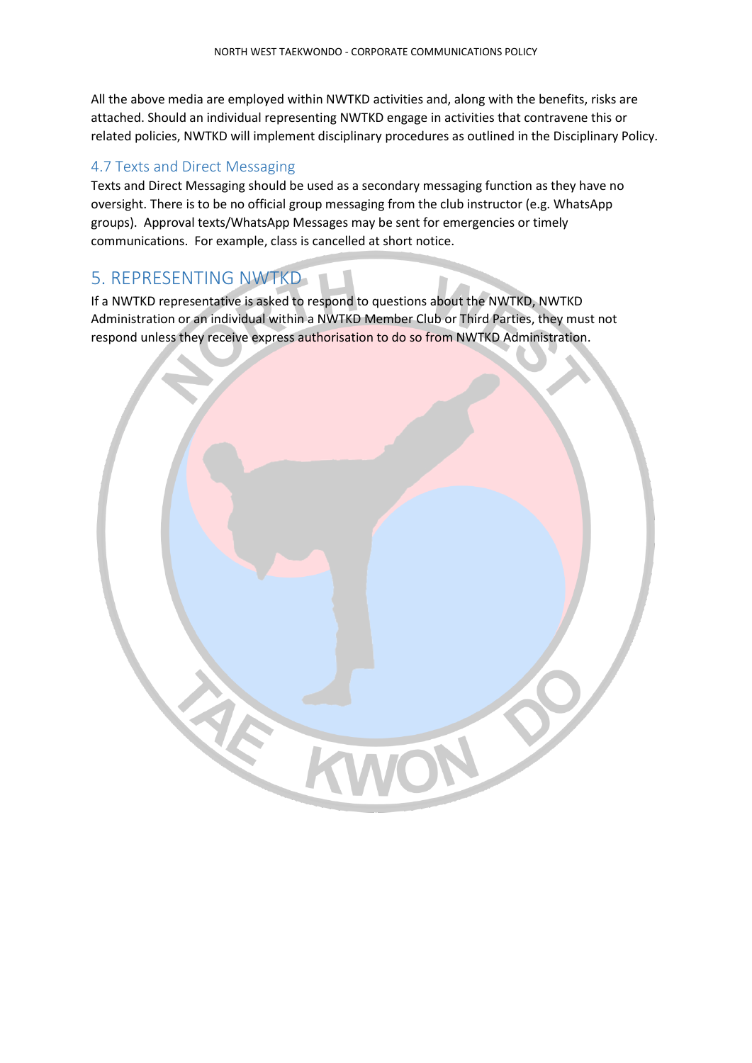All the above media are employed within NWTKD activities and, along with the benefits, risks are attached. Should an individual representing NWTKD engage in activities that contravene this or related policies, NWTKD will implement disciplinary procedures as outlined in the Disciplinary Policy.

### 4.7 Texts and Direct Messaging

Texts and Direct Messaging should be used as a secondary messaging function as they have no oversight. There is to be no official group messaging from the club instructor (e.g. WhatsApp groups). Approval texts/WhatsApp Messages may be sent for emergencies or timely communications. For example, class is cancelled at short notice.

## 5. REPRESENTING NWTKD

If a NWTKD representative is asked to respond to questions about the NWTKD, NWTKD Administration or an individual within a NWTKD Member Club or Third Parties, they must not respond unless they receive express authorisation to do so from NWTKD Administration.